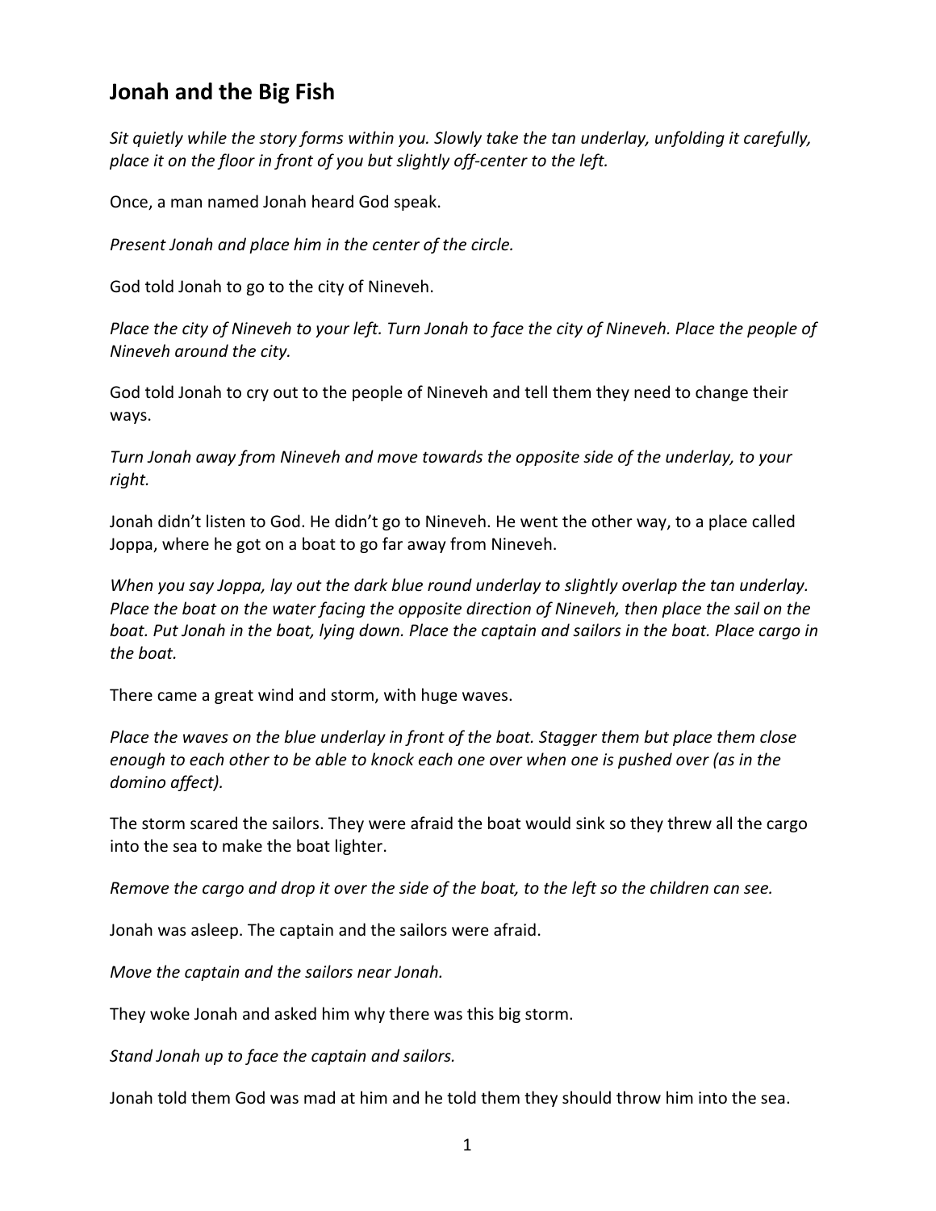## Jonah and the Big Fish

*Sit quietly while the story forms within you. Slowly take the tan underlay, unfolding it carefully, place it on the floor in front of you but slightly off-center to the left.*

Once, a man named Jonah heard God speak.

*Present Jonah and place him in the center of the circle.*

God told Jonah to go to the city of Nineveh.

*Place the city of Nineveh to your left. Turn Jonah to face the city of Nineveh. Place the people of Nineveh around the city.*

God told Jonah to cry out to the people of Nineveh and tell them they need to change their ways.

*Turn Jonah away from Nineveh and move towards the opposite side of the underlay, to your right.*

Jonah didn't listen to God. He didn't go to Nineveh. He went the other way, to a place called Joppa, where he got on a boat to go far away from Nineveh.

*When you say Joppa, lay out the dark blue round underlay to slightly overlap the tan underlay. Place the boat on the water facing the opposite direction of Nineveh, then place the sail on the boat. Put Jonah in the boat, lying down. Place the captain and sailors in the boat. Place cargo in the boat.*

There came a great wind and storm, with huge waves.

*Place the waves on the blue underlay in front of the boat. Stagger them but place them close enough to each other to be able to knock each one over when one is pushed over (as in the domino affect).*

The storm scared the sailors. They were afraid the boat would sink so they threw all the cargo into the sea to make the boat lighter.

*Remove the cargo and drop it over the side of the boat, to the left so the children can see.*

Jonah was asleep. The captain and the sailors were afraid.

*Move the captain and the sailors near Jonah.*

They woke Jonah and asked him why there was this big storm.

*Stand Jonah up to face the captain and sailors.*

Jonah told them God was mad at him and he told them they should throw him into the sea.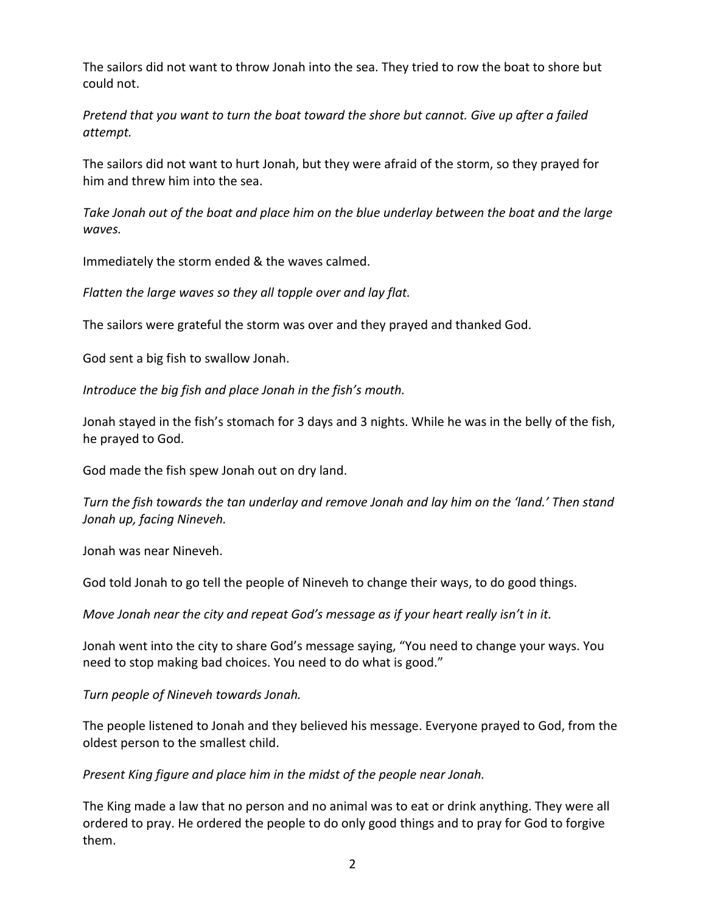The sailors did not want to throw Jonah into the sea. They tried to row the boat to shore but could not.

*Pretend that you want to turn the boat toward the shore but cannot. Give up after a failed attempt.*

The sailors did not want to hurt Jonah, but they were afraid of the storm, so they prayed for him and threw him into the sea.

*Take Jonah out of the boat and place him on the blue underlay between the boat and the large waves.*

Immediately the storm ended & the waves calmed.

*Flatten the large waves so they all topple over and lay flat.*

The sailors were grateful the storm was over and they prayed and thanked God.

God sent a big fish to swallow Jonah.

*Introduce the big fish and place Jonah in the fish's mouth.*

Jonah stayed in the fish's stomach for 3 days and 3 nights. While he was in the belly of the fish, he prayed to God.

God made the fish spew Jonah out on dry land.

*Turn the fish towards the tan underlay and remove Jonah and lay him on the 'land.' Then stand Jonah up, facing Nineveh.*

Jonah was near Nineveh.

God told Jonah to go tell the people of Nineveh to change their ways, to do good things.

*Move Jonah near the city and repeat God's message as if your heart really isn't in it.*

Jonah went into the city to share God's message saying, "You need to change your ways. You need to stop making bad choices. You need to do what is good."

*Turn people of Nineveh towards Jonah.*

The people listened to Jonah and they believed his message. Everyone prayed to God, from the oldest person to the smallest child.

*Present King figure and place him in the midst of the people near Jonah.*

The King made a law that no person and no animal was to eat or drink anything. They were all ordered to pray. He ordered the people to do only good things and to pray for God to forgive them.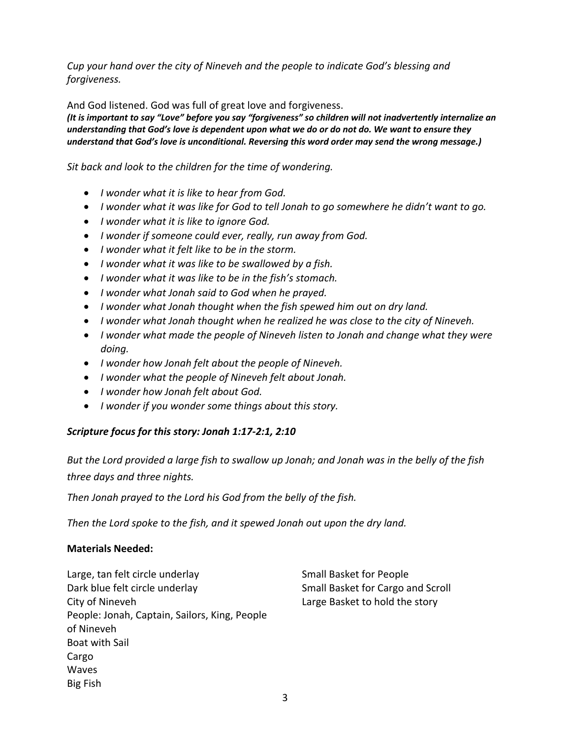*Cup your hand over the city of Nineveh and the people to indicate God's blessing and forgiveness.*

And God listened. God was full of great love and forgiveness.
***(It is important to say "Love" before you say "forgiveness" so children will not inadvertently internalize an understanding that God's love is dependent upon what we do or do not do. We want to ensure they understand that God's love is unconditional. Reversing this word order may send the wrong message.)***

*Sit back and look to the children for the time of wondering.*

- *I wonder what it is like to hear from God.*
- *I wonder what it was like for God to tell Jonah to go somewhere he didn't want to go.*
- *I wonder what it is like to ignore God.*
- *I wonder if someone could ever, really, run away from God.*
- *I wonder what it felt like to be in the storm.*
- *I wonder what it was like to be swallowed by a fish.*
- *I wonder what it was like to be in the fish's stomach.*
- *I wonder what Jonah said to God when he prayed.*
- *I wonder what Jonah thought when the fish spewed him out on dry land.*
- *I wonder what Jonah thought when he realized he was close to the city of Nineveh.*
- *I wonder what made the people of Nineveh listen to Jonah and change what they were doing.*
- *I wonder how Jonah felt about the people of Nineveh.*
- *I wonder what the people of Nineveh felt about Jonah.*
- *I wonder how Jonah felt about God.*
- *I wonder if you wonder some things about this story.*

***Scripture focus for this story: Jonah 1:17-2:1, 2:10***

*But the Lord provided a large fish to swallow up Jonah; and Jonah was in the belly of the fish three days and three nights.*

*Then Jonah prayed to the Lord his God from the belly of the fish.*

*Then the Lord spoke to the fish, and it spewed Jonah out upon the dry land.*

**Materials Needed:**

Large, tan felt circle underlay
Dark blue felt circle underlay
City of Nineveh
People: Jonah, Captain, Sailors, King, People of Nineveh
Boat with Sail
Cargo
Waves
Big Fish

Small Basket for People
Small Basket for Cargo and Scroll
Large Basket to hold the story